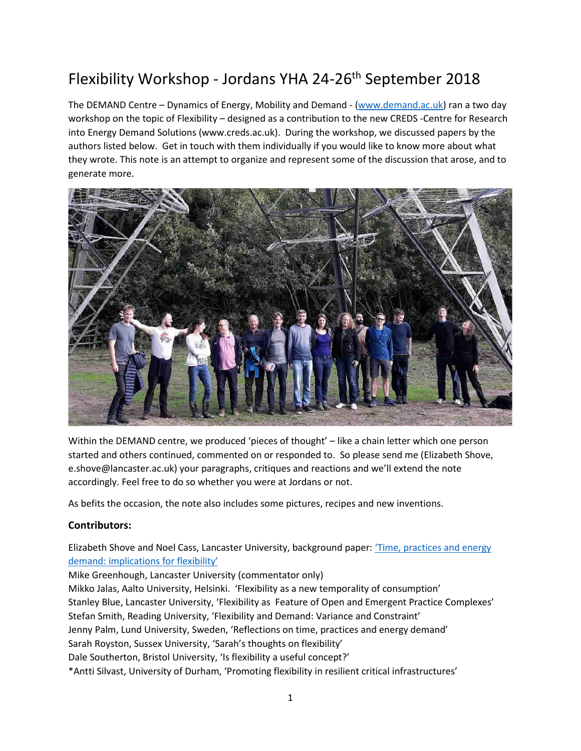# Flexibility Workshop - Jordans YHA 24-26th September 2018

The DEMAND Centre – Dynamics of Energy, Mobility and Demand - (www.demand.ac.uk) ran a two day workshop on the topic of Flexibility – designed as a contribution to the new CREDS -Centre for Research into Energy Demand Solutions (www.creds.ac.uk). During the workshop, we discussed papers by the authors listed below. Get in touch with them individually if you would like to know more about what they wrote. This note is an attempt to organize and represent some of the discussion that arose, and to generate more.

Within the DEMAND centre, we produced 'pieces of thought' – like a chain letter which one person started and others continued, commented on or responded to. So please send me (Elizabeth Shove, e.shove@lancaster.ac.uk) your paragraphs, critiques and reactions and we'll extend the note accordingly. Feel free to do so whether you were at Jordans or not.

As befits the occasion, the note also includes some pictures, recipes and new inventions.

**Contributors:**

Elizabeth Shove and Noel Cass, Lancaster University, background paper: 'Time, practices and energy demand: implications for flexibility'
Mike Greenhough, Lancaster University (commentator only)
Mikko Jalas, Aalto University, Helsinki. 'Flexibility as a new temporality of consumption'
Stanley Blue, Lancaster University, 'Flexibility as Feature of Open and Emergent Practice Complexes'
Stefan Smith, Reading University, 'Flexibility and Demand: Variance and Constraint'
Jenny Palm, Lund University, Sweden, 'Reflections on time, practices and energy demand'
Sarah Royston, Sussex University, 'Sarah's thoughts on flexibility'
Dale Southerton, Bristol University, 'Is flexibility a useful concept?'
*Antti Silvast, University of Durham, 'Promoting flexibility in resilient critical infrastructures'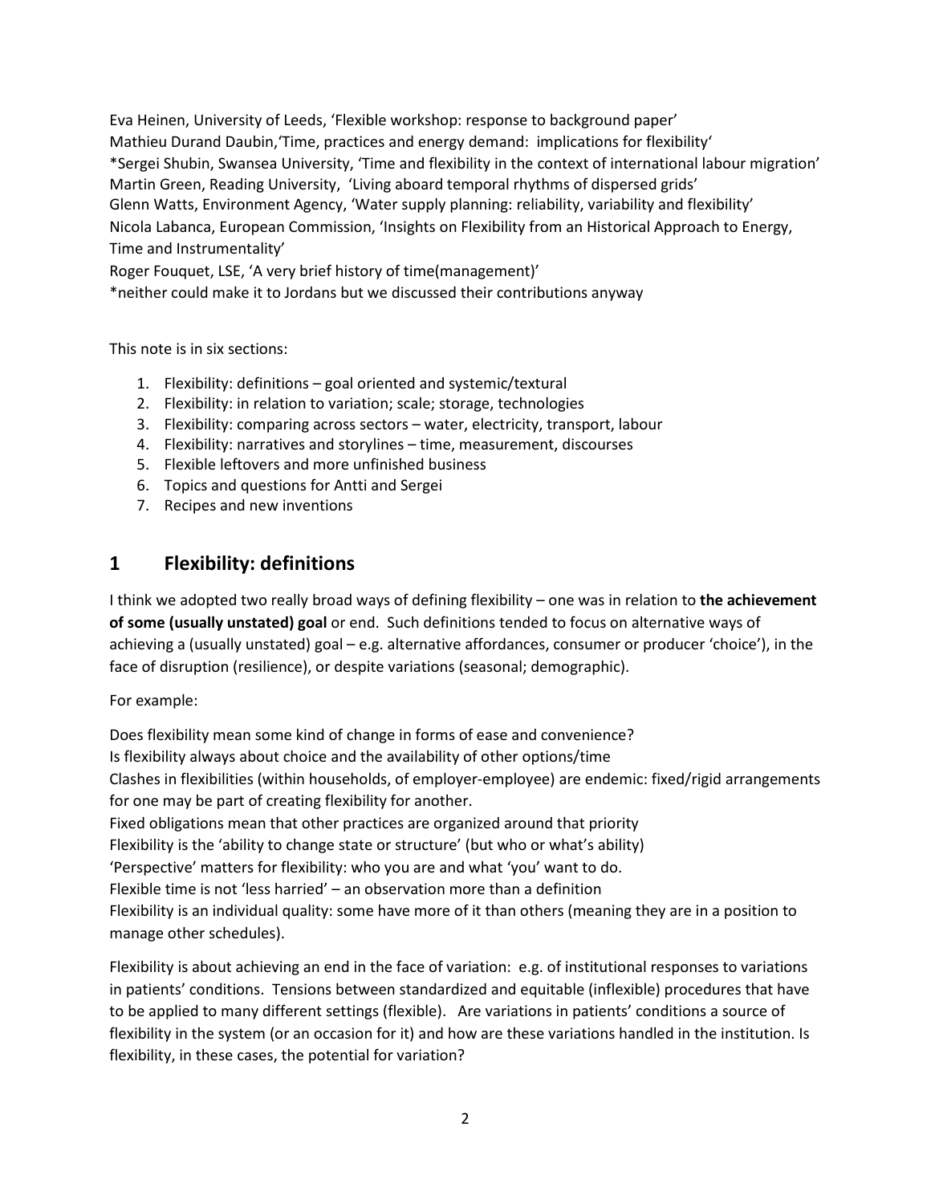Eva Heinen, University of Leeds, 'Flexible workshop: response to background paper'
Mathieu Durand Daubin,'Time, practices and energy demand: implications for flexibility'
*Sergei Shubin, Swansea University, 'Time and flexibility in the context of international labour migration'
Martin Green, Reading University, 'Living aboard temporal rhythms of dispersed grids'
Glenn Watts, Environment Agency, 'Water supply planning: reliability, variability and flexibility'
Nicola Labanca, European Commission, 'Insights on Flexibility from an Historical Approach to Energy, Time and Instrumentality'
Roger Fouquet, LSE, 'A very brief history of time(management)'
*neither could make it to Jordans but we discussed their contributions anyway

This note is in six sections:

1. Flexibility: definitions – goal oriented and systemic/textural
2. Flexibility: in relation to variation; scale; storage, technologies
3. Flexibility: comparing across sectors – water, electricity, transport, labour
4. Flexibility: narratives and storylines – time, measurement, discourses
5. Flexible leftovers and more unfinished business
6. Topics and questions for Antti and Sergei
7. Recipes and new inventions

## 1 Flexibility: definitions

I think we adopted two really broad ways of defining flexibility – one was in relation to **the achievement of some (usually unstated) goal** or end. Such definitions tended to focus on alternative ways of achieving a (usually unstated) goal – e.g. alternative affordances, consumer or producer 'choice'), in the face of disruption (resilience), or despite variations (seasonal; demographic).

For example:

Does flexibility mean some kind of change in forms of ease and convenience?
Is flexibility always about choice and the availability of other options/time
Clashes in flexibilities (within households, of employer-employee) are endemic: fixed/rigid arrangements for one may be part of creating flexibility for another.
Fixed obligations mean that other practices are organized around that priority
Flexibility is the 'ability to change state or structure' (but who or what's ability)
'Perspective' matters for flexibility: who you are and what 'you' want to do.
Flexible time is not 'less harried' – an observation more than a definition
Flexibility is an individual quality: some have more of it than others (meaning they are in a position to manage other schedules).

Flexibility is about achieving an end in the face of variation: e.g. of institutional responses to variations in patients' conditions. Tensions between standardized and equitable (inflexible) procedures that have to be applied to many different settings (flexible). Are variations in patients' conditions a source of flexibility in the system (or an occasion for it) and how are these variations handled in the institution. Is flexibility, in these cases, the potential for variation?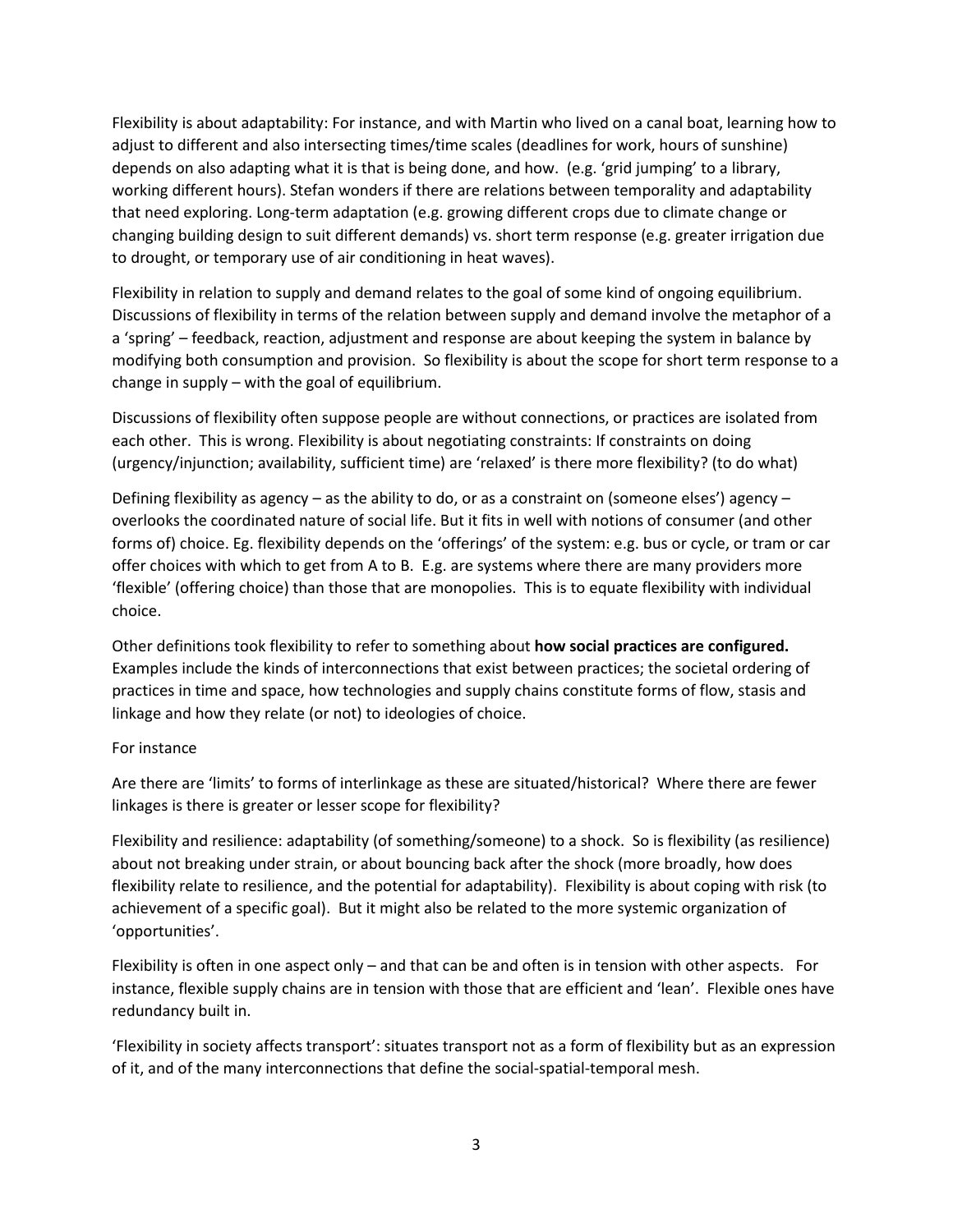Flexibility is about adaptability: For instance, and with Martin who lived on a canal boat, learning how to adjust to different and also intersecting times/time scales (deadlines for work, hours of sunshine) depends on also adapting what it is that is being done, and how. (e.g. 'grid jumping' to a library, working different hours). Stefan wonders if there are relations between temporality and adaptability that need exploring. Long-term adaptation (e.g. growing different crops due to climate change or changing building design to suit different demands) vs. short term response (e.g. greater irrigation due to drought, or temporary use of air conditioning in heat waves).

Flexibility in relation to supply and demand relates to the goal of some kind of ongoing equilibrium. Discussions of flexibility in terms of the relation between supply and demand involve the metaphor of a a 'spring' – feedback, reaction, adjustment and response are about keeping the system in balance by modifying both consumption and provision. So flexibility is about the scope for short term response to a change in supply – with the goal of equilibrium.

Discussions of flexibility often suppose people are without connections, or practices are isolated from each other. This is wrong. Flexibility is about negotiating constraints: If constraints on doing (urgency/injunction; availability, sufficient time) are 'relaxed' is there more flexibility? (to do what)

Defining flexibility as agency – as the ability to do, or as a constraint on (someone elses') agency – overlooks the coordinated nature of social life. But it fits in well with notions of consumer (and other forms of) choice. Eg. flexibility depends on the 'offerings' of the system: e.g. bus or cycle, or tram or car offer choices with which to get from A to B. E.g. are systems where there are many providers more 'flexible' (offering choice) than those that are monopolies. This is to equate flexibility with individual choice.

Other definitions took flexibility to refer to something about **how social practices are configured.** Examples include the kinds of interconnections that exist between practices; the societal ordering of practices in time and space, how technologies and supply chains constitute forms of flow, stasis and linkage and how they relate (or not) to ideologies of choice.

For instance

Are there are 'limits' to forms of interlinkage as these are situated/historical? Where there are fewer linkages is there is greater or lesser scope for flexibility?

Flexibility and resilience: adaptability (of something/someone) to a shock. So is flexibility (as resilience) about not breaking under strain, or about bouncing back after the shock (more broadly, how does flexibility relate to resilience, and the potential for adaptability). Flexibility is about coping with risk (to achievement of a specific goal). But it might also be related to the more systemic organization of 'opportunities'.

Flexibility is often in one aspect only – and that can be and often is in tension with other aspects. For instance, flexible supply chains are in tension with those that are efficient and 'lean'. Flexible ones have redundancy built in.

'Flexibility in society affects transport': situates transport not as a form of flexibility but as an expression of it, and of the many interconnections that define the social-spatial-temporal mesh.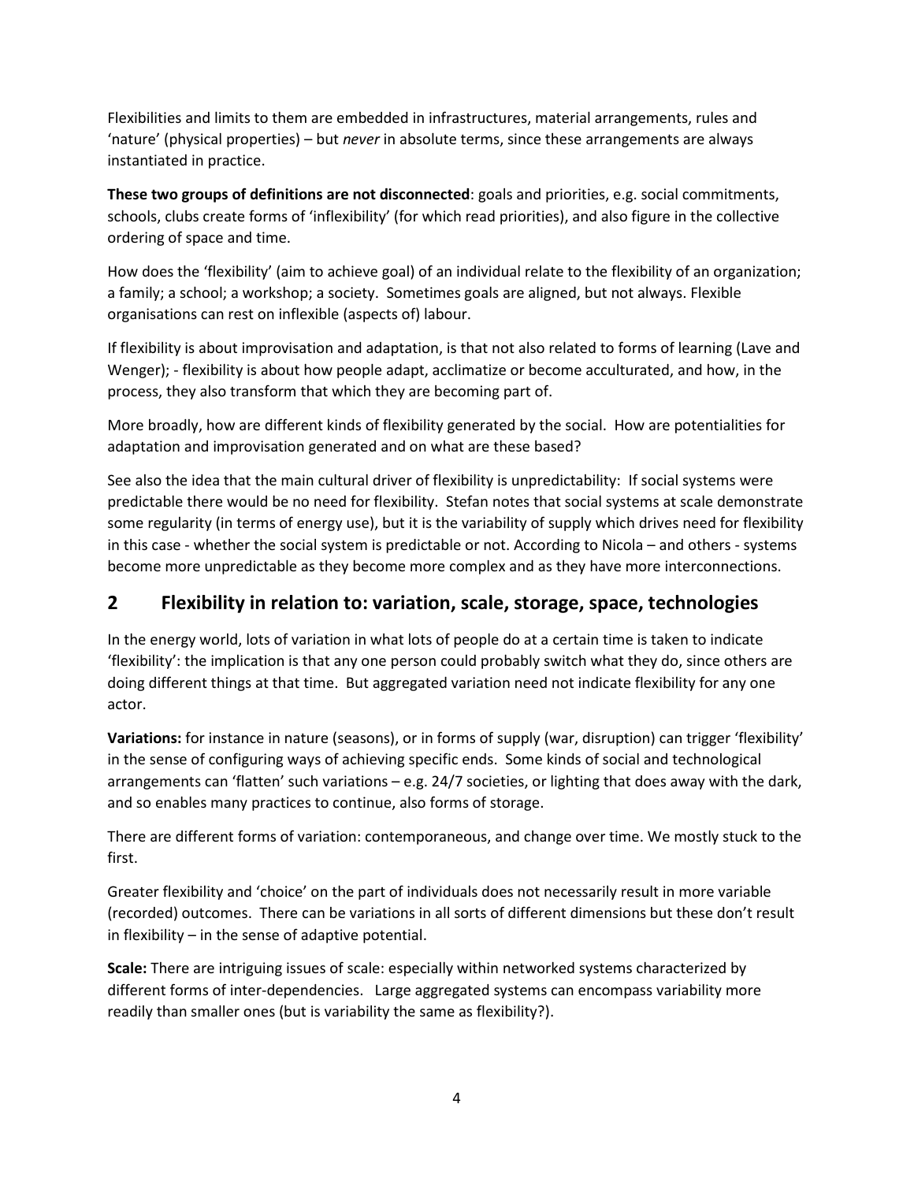Flexibilities and limits to them are embedded in infrastructures, material arrangements, rules and 'nature' (physical properties) – but *never* in absolute terms, since these arrangements are always instantiated in practice.

**These two groups of definitions are not disconnected**: goals and priorities, e.g. social commitments, schools, clubs create forms of 'inflexibility' (for which read priorities), and also figure in the collective ordering of space and time.

How does the 'flexibility' (aim to achieve goal) of an individual relate to the flexibility of an organization; a family; a school; a workshop; a society. Sometimes goals are aligned, but not always. Flexible organisations can rest on inflexible (aspects of) labour.

If flexibility is about improvisation and adaptation, is that not also related to forms of learning (Lave and Wenger); - flexibility is about how people adapt, acclimatize or become acculturated, and how, in the process, they also transform that which they are becoming part of.

More broadly, how are different kinds of flexibility generated by the social. How are potentialities for adaptation and improvisation generated and on what are these based?

See also the idea that the main cultural driver of flexibility is unpredictability: If social systems were predictable there would be no need for flexibility. Stefan notes that social systems at scale demonstrate some regularity (in terms of energy use), but it is the variability of supply which drives need for flexibility in this case - whether the social system is predictable or not. According to Nicola – and others - systems become more unpredictable as they become more complex and as they have more interconnections.

## 2 Flexibility in relation to: variation, scale, storage, space, technologies

In the energy world, lots of variation in what lots of people do at a certain time is taken to indicate 'flexibility': the implication is that any one person could probably switch what they do, since others are doing different things at that time. But aggregated variation need not indicate flexibility for any one actor.

**Variations:** for instance in nature (seasons), or in forms of supply (war, disruption) can trigger 'flexibility' in the sense of configuring ways of achieving specific ends. Some kinds of social and technological arrangements can 'flatten' such variations – e.g. 24/7 societies, or lighting that does away with the dark, and so enables many practices to continue, also forms of storage.

There are different forms of variation: contemporaneous, and change over time. We mostly stuck to the first.

Greater flexibility and 'choice' on the part of individuals does not necessarily result in more variable (recorded) outcomes. There can be variations in all sorts of different dimensions but these don't result in flexibility – in the sense of adaptive potential.

**Scale:** There are intriguing issues of scale: especially within networked systems characterized by different forms of inter-dependencies. Large aggregated systems can encompass variability more readily than smaller ones (but is variability the same as flexibility?).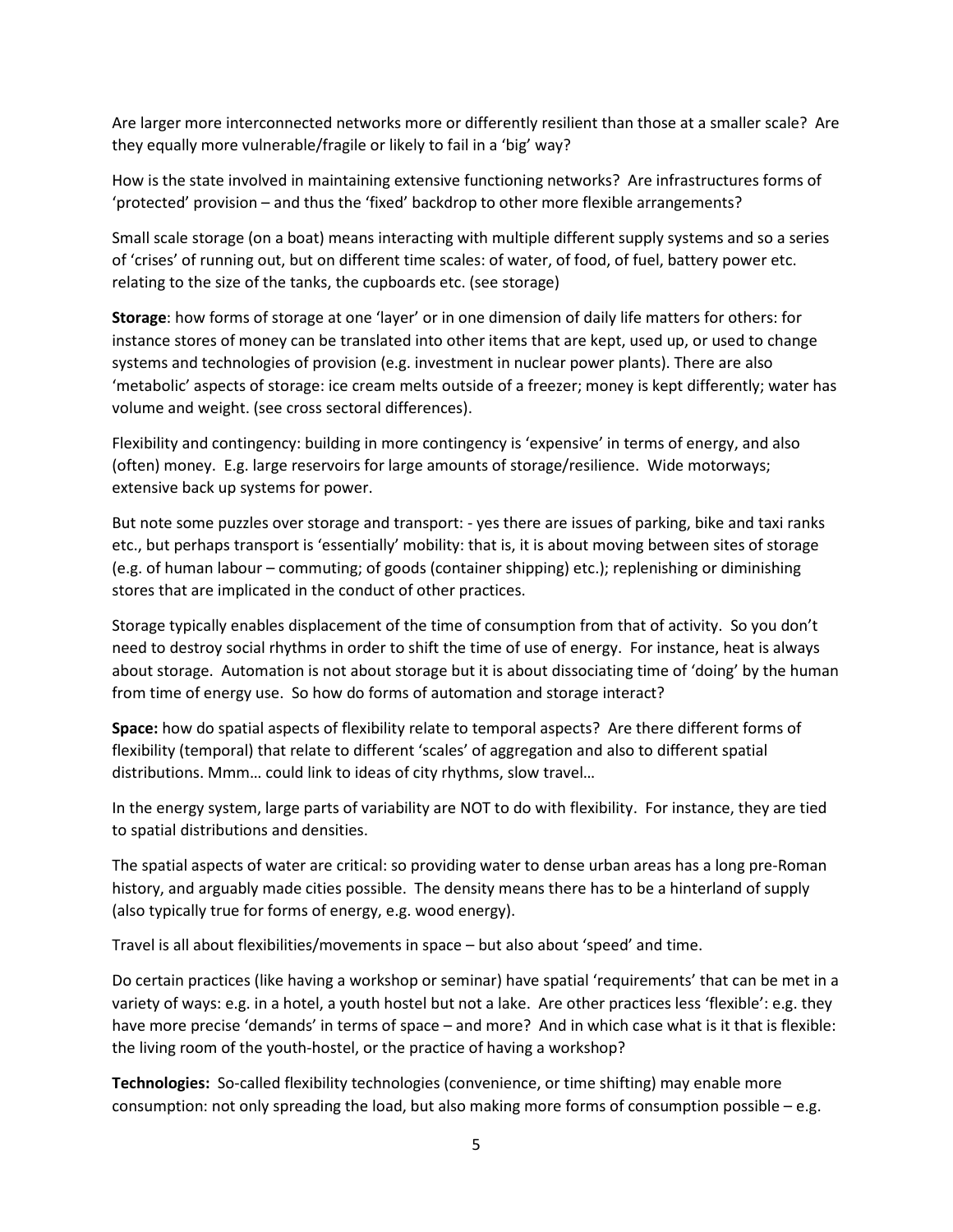Are larger more interconnected networks more or differently resilient than those at a smaller scale? Are they equally more vulnerable/fragile or likely to fail in a 'big' way?

How is the state involved in maintaining extensive functioning networks? Are infrastructures forms of 'protected' provision – and thus the 'fixed' backdrop to other more flexible arrangements?

Small scale storage (on a boat) means interacting with multiple different supply systems and so a series of 'crises' of running out, but on different time scales: of water, of food, of fuel, battery power etc. relating to the size of the tanks, the cupboards etc. (see storage)

**Storage**: how forms of storage at one 'layer' or in one dimension of daily life matters for others: for instance stores of money can be translated into other items that are kept, used up, or used to change systems and technologies of provision (e.g. investment in nuclear power plants). There are also 'metabolic' aspects of storage: ice cream melts outside of a freezer; money is kept differently; water has volume and weight. (see cross sectoral differences).

Flexibility and contingency: building in more contingency is 'expensive' in terms of energy, and also (often) money. E.g. large reservoirs for large amounts of storage/resilience. Wide motorways; extensive back up systems for power.

But note some puzzles over storage and transport: - yes there are issues of parking, bike and taxi ranks etc., but perhaps transport is 'essentially' mobility: that is, it is about moving between sites of storage (e.g. of human labour – commuting; of goods (container shipping) etc.); replenishing or diminishing stores that are implicated in the conduct of other practices.

Storage typically enables displacement of the time of consumption from that of activity. So you don't need to destroy social rhythms in order to shift the time of use of energy. For instance, heat is always about storage. Automation is not about storage but it is about dissociating time of 'doing' by the human from time of energy use. So how do forms of automation and storage interact?

**Space:** how do spatial aspects of flexibility relate to temporal aspects? Are there different forms of flexibility (temporal) that relate to different 'scales' of aggregation and also to different spatial distributions. Mmm… could link to ideas of city rhythms, slow travel…

In the energy system, large parts of variability are NOT to do with flexibility. For instance, they are tied to spatial distributions and densities.

The spatial aspects of water are critical: so providing water to dense urban areas has a long pre-Roman history, and arguably made cities possible. The density means there has to be a hinterland of supply (also typically true for forms of energy, e.g. wood energy).

Travel is all about flexibilities/movements in space – but also about 'speed' and time.

Do certain practices (like having a workshop or seminar) have spatial 'requirements' that can be met in a variety of ways: e.g. in a hotel, a youth hostel but not a lake. Are other practices less 'flexible': e.g. they have more precise 'demands' in terms of space – and more? And in which case what is it that is flexible: the living room of the youth-hostel, or the practice of having a workshop?

**Technologies:** So-called flexibility technologies (convenience, or time shifting) may enable more consumption: not only spreading the load, but also making more forms of consumption possible – e.g.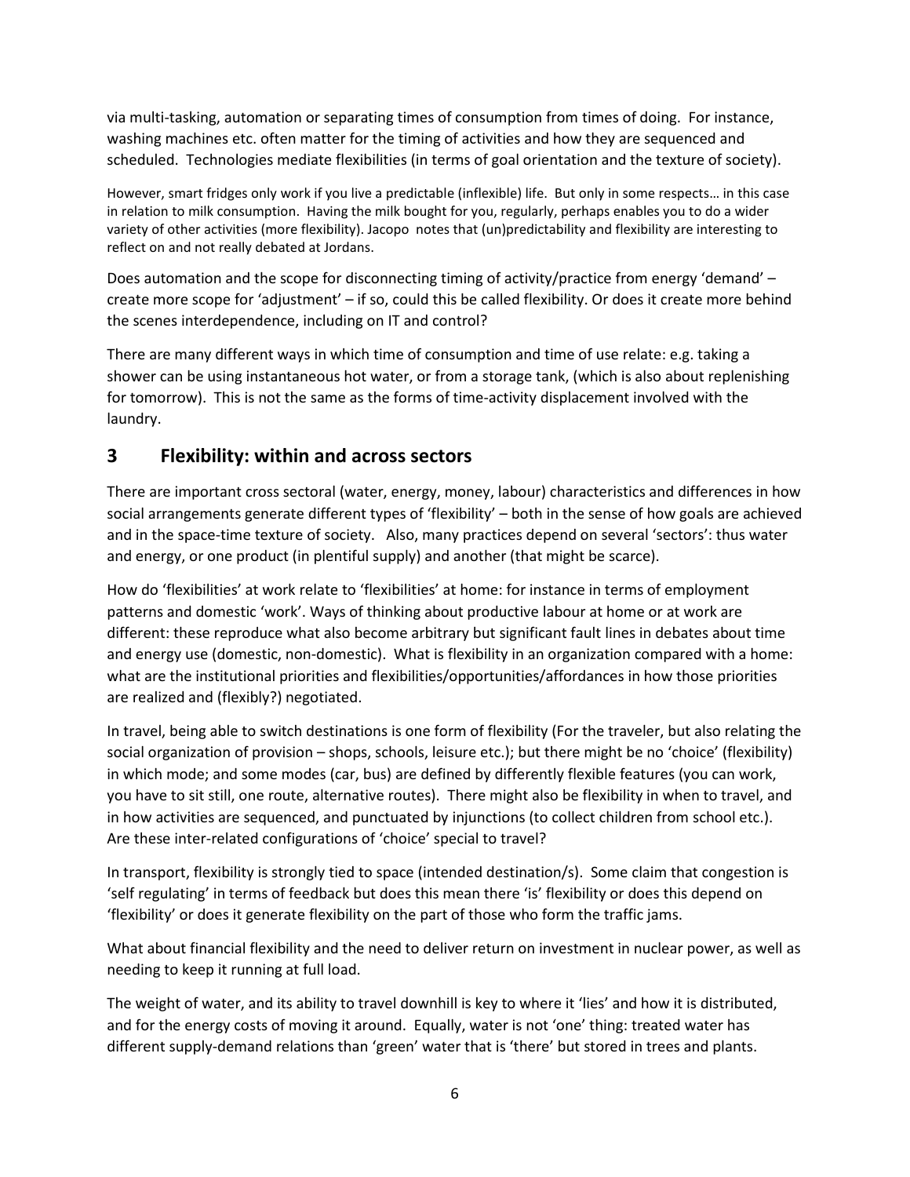via multi-tasking, automation or separating times of consumption from times of doing. For instance, washing machines etc. often matter for the timing of activities and how they are sequenced and scheduled. Technologies mediate flexibilities (in terms of goal orientation and the texture of society).

However, smart fridges only work if you live a predictable (inflexible) life. But only in some respects… in this case in relation to milk consumption. Having the milk bought for you, regularly, perhaps enables you to do a wider variety of other activities (more flexibility). Jacopo notes that (un)predictability and flexibility are interesting to reflect on and not really debated at Jordans.

Does automation and the scope for disconnecting timing of activity/practice from energy 'demand' – create more scope for 'adjustment' – if so, could this be called flexibility. Or does it create more behind the scenes interdependence, including on IT and control?

There are many different ways in which time of consumption and time of use relate: e.g. taking a shower can be using instantaneous hot water, or from a storage tank, (which is also about replenishing for tomorrow). This is not the same as the forms of time-activity displacement involved with the laundry.

## 3 Flexibility: within and across sectors

There are important cross sectoral (water, energy, money, labour) characteristics and differences in how social arrangements generate different types of 'flexibility' – both in the sense of how goals are achieved and in the space-time texture of society. Also, many practices depend on several 'sectors': thus water and energy, or one product (in plentiful supply) and another (that might be scarce).

How do 'flexibilities' at work relate to 'flexibilities' at home: for instance in terms of employment patterns and domestic 'work'. Ways of thinking about productive labour at home or at work are different: these reproduce what also become arbitrary but significant fault lines in debates about time and energy use (domestic, non-domestic). What is flexibility in an organization compared with a home: what are the institutional priorities and flexibilities/opportunities/affordances in how those priorities are realized and (flexibly?) negotiated.

In travel, being able to switch destinations is one form of flexibility (For the traveler, but also relating the social organization of provision – shops, schools, leisure etc.); but there might be no 'choice' (flexibility) in which mode; and some modes (car, bus) are defined by differently flexible features (you can work, you have to sit still, one route, alternative routes). There might also be flexibility in when to travel, and in how activities are sequenced, and punctuated by injunctions (to collect children from school etc.). Are these inter-related configurations of 'choice' special to travel?

In transport, flexibility is strongly tied to space (intended destination/s). Some claim that congestion is 'self regulating' in terms of feedback but does this mean there 'is' flexibility or does this depend on 'flexibility' or does it generate flexibility on the part of those who form the traffic jams.

What about financial flexibility and the need to deliver return on investment in nuclear power, as well as needing to keep it running at full load.

The weight of water, and its ability to travel downhill is key to where it 'lies' and how it is distributed, and for the energy costs of moving it around. Equally, water is not 'one' thing: treated water has different supply-demand relations than 'green' water that is 'there' but stored in trees and plants.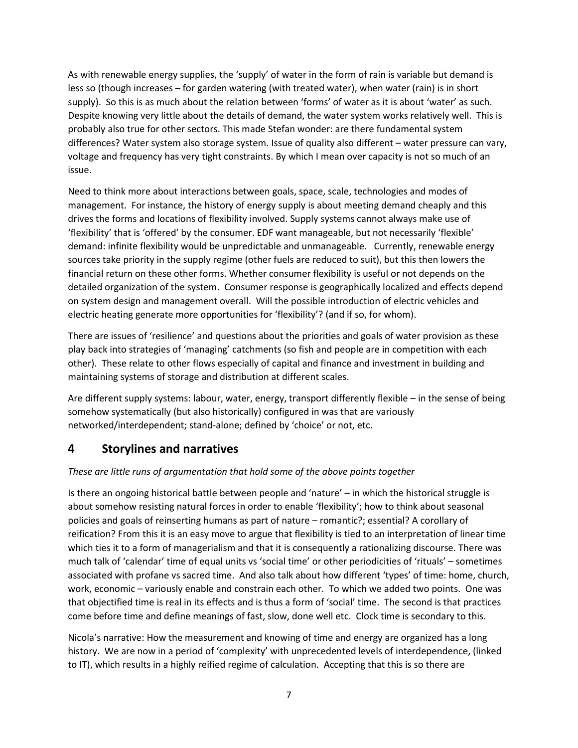As with renewable energy supplies, the 'supply' of water in the form of rain is variable but demand is less so (though increases – for garden watering (with treated water), when water (rain) is in short supply). So this is as much about the relation between 'forms' of water as it is about 'water' as such. Despite knowing very little about the details of demand, the water system works relatively well. This is probably also true for other sectors. This made Stefan wonder: are there fundamental system differences? Water system also storage system. Issue of quality also different – water pressure can vary, voltage and frequency has very tight constraints. By which I mean over capacity is not so much of an issue.

Need to think more about interactions between goals, space, scale, technologies and modes of management. For instance, the history of energy supply is about meeting demand cheaply and this drives the forms and locations of flexibility involved. Supply systems cannot always make use of 'flexibility' that is 'offered' by the consumer. EDF want manageable, but not necessarily 'flexible' demand: infinite flexibility would be unpredictable and unmanageable. Currently, renewable energy sources take priority in the supply regime (other fuels are reduced to suit), but this then lowers the financial return on these other forms. Whether consumer flexibility is useful or not depends on the detailed organization of the system. Consumer response is geographically localized and effects depend on system design and management overall. Will the possible introduction of electric vehicles and electric heating generate more opportunities for 'flexibility'? (and if so, for whom).

There are issues of 'resilience' and questions about the priorities and goals of water provision as these play back into strategies of 'managing' catchments (so fish and people are in competition with each other). These relate to other flows especially of capital and finance and investment in building and maintaining systems of storage and distribution at different scales.

Are different supply systems: labour, water, energy, transport differently flexible – in the sense of being somehow systematically (but also historically) configured in was that are variously networked/interdependent; stand-alone; defined by 'choice' or not, etc.

## 4 Storylines and narratives

*These are little runs of argumentation that hold some of the above points together*

Is there an ongoing historical battle between people and 'nature' – in which the historical struggle is about somehow resisting natural forces in order to enable 'flexibility'; how to think about seasonal policies and goals of reinserting humans as part of nature – romantic?; essential? A corollary of reification? From this it is an easy move to argue that flexibility is tied to an interpretation of linear time which ties it to a form of managerialism and that it is consequently a rationalizing discourse. There was much talk of 'calendar' time of equal units vs 'social time' or other periodicities of 'rituals' – sometimes associated with profane vs sacred time. And also talk about how different 'types' of time: home, church, work, economic – variously enable and constrain each other. To which we added two points. One was that objectified time is real in its effects and is thus a form of 'social' time. The second is that practices come before time and define meanings of fast, slow, done well etc. Clock time is secondary to this.

Nicola's narrative: How the measurement and knowing of time and energy are organized has a long history. We are now in a period of 'complexity' with unprecedented levels of interdependence, (linked to IT), which results in a highly reified regime of calculation. Accepting that this is so there are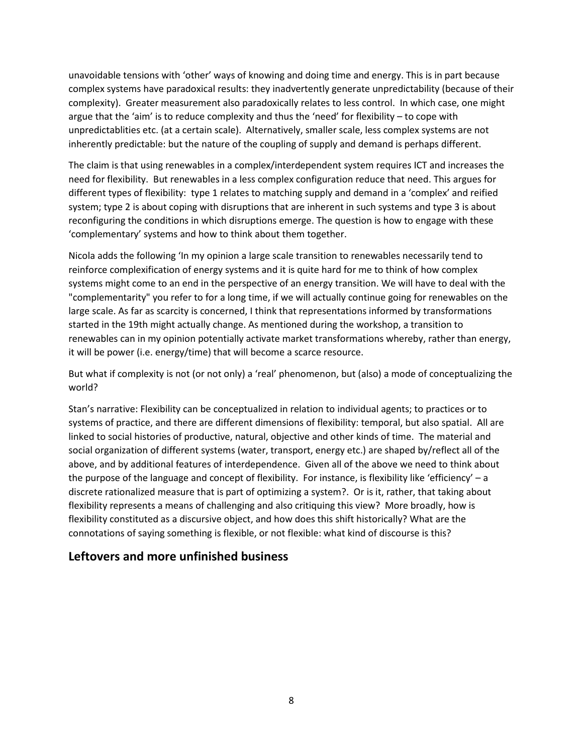unavoidable tensions with 'other' ways of knowing and doing time and energy. This is in part because complex systems have paradoxical results: they inadvertently generate unpredictability (because of their complexity). Greater measurement also paradoxically relates to less control. In which case, one might argue that the 'aim' is to reduce complexity and thus the 'need' for flexibility – to cope with unpredictablities etc. (at a certain scale). Alternatively, smaller scale, less complex systems are not inherently predictable: but the nature of the coupling of supply and demand is perhaps different.

The claim is that using renewables in a complex/interdependent system requires ICT and increases the need for flexibility. But renewables in a less complex configuration reduce that need. This argues for different types of flexibility: type 1 relates to matching supply and demand in a 'complex' and reified system; type 2 is about coping with disruptions that are inherent in such systems and type 3 is about reconfiguring the conditions in which disruptions emerge. The question is how to engage with these 'complementary' systems and how to think about them together.

Nicola adds the following 'In my opinion a large scale transition to renewables necessarily tend to reinforce complexification of energy systems and it is quite hard for me to think of how complex systems might come to an end in the perspective of an energy transition. We will have to deal with the "complementarity" you refer to for a long time, if we will actually continue going for renewables on the large scale. As far as scarcity is concerned, I think that representations informed by transformations started in the 19th might actually change. As mentioned during the workshop, a transition to renewables can in my opinion potentially activate market transformations whereby, rather than energy, it will be power (i.e. energy/time) that will become a scarce resource.

But what if complexity is not (or not only) a 'real' phenomenon, but (also) a mode of conceptualizing the world?

Stan's narrative: Flexibility can be conceptualized in relation to individual agents; to practices or to systems of practice, and there are different dimensions of flexibility: temporal, but also spatial. All are linked to social histories of productive, natural, objective and other kinds of time. The material and social organization of different systems (water, transport, energy etc.) are shaped by/reflect all of the above, and by additional features of interdependence. Given all of the above we need to think about the purpose of the language and concept of flexibility. For instance, is flexibility like 'efficiency' – a discrete rationalized measure that is part of optimizing a system?. Or is it, rather, that taking about flexibility represents a means of challenging and also critiquing this view? More broadly, how is flexibility constituted as a discursive object, and how does this shift historically? What are the connotations of saying something is flexible, or not flexible: what kind of discourse is this?

## Leftovers and more unfinished business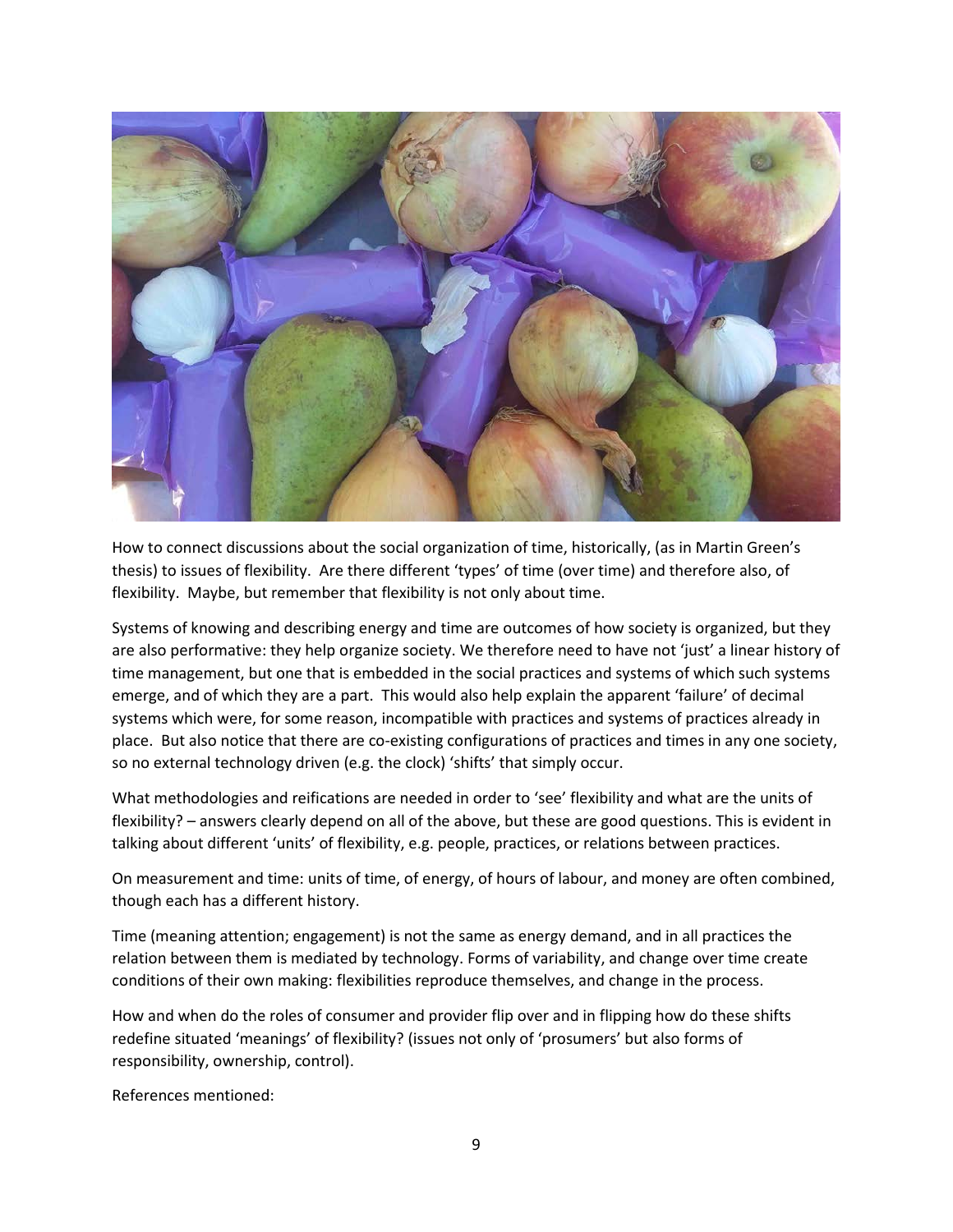How to connect discussions about the social organization of time, historically, (as in Martin Green's thesis) to issues of flexibility. Are there different 'types' of time (over time) and therefore also, of flexibility. Maybe, but remember that flexibility is not only about time.

Systems of knowing and describing energy and time are outcomes of how society is organized, but they are also performative: they help organize society. We therefore need to have not 'just' a linear history of time management, but one that is embedded in the social practices and systems of which such systems emerge, and of which they are a part. This would also help explain the apparent 'failure' of decimal systems which were, for some reason, incompatible with practices and systems of practices already in place. But also notice that there are co-existing configurations of practices and times in any one society, so no external technology driven (e.g. the clock) 'shifts' that simply occur.

What methodologies and reifications are needed in order to 'see' flexibility and what are the units of flexibility? – answers clearly depend on all of the above, but these are good questions. This is evident in talking about different 'units' of flexibility, e.g. people, practices, or relations between practices.

On measurement and time: units of time, of energy, of hours of labour, and money are often combined, though each has a different history.

Time (meaning attention; engagement) is not the same as energy demand, and in all practices the relation between them is mediated by technology. Forms of variability, and change over time create conditions of their own making: flexibilities reproduce themselves, and change in the process.

How and when do the roles of consumer and provider flip over and in flipping how do these shifts redefine situated 'meanings' of flexibility? (issues not only of 'prosumers' but also forms of responsibility, ownership, control).

References mentioned: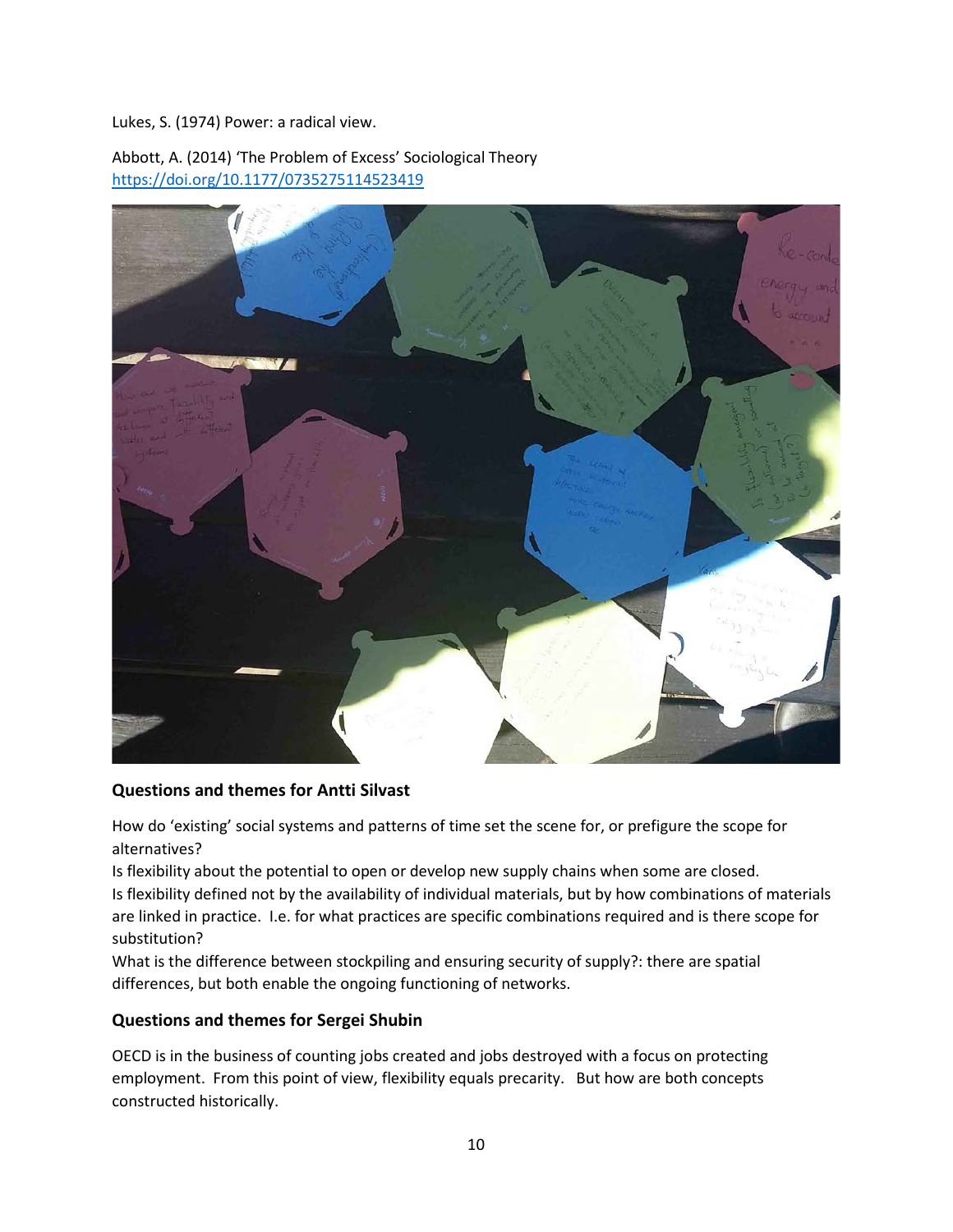Lukes, S. (1974) Power: a radical view.

Abbott, A. (2014) 'The Problem of Excess' Sociological Theory https://doi.org/10.1177/0735275114523419

### Questions and themes for Antti Silvast

How do 'existing' social systems and patterns of time set the scene for, or prefigure the scope for alternatives?

Is flexibility about the potential to open or develop new supply chains when some are closed.

Is flexibility defined not by the availability of individual materials, but by how combinations of materials are linked in practice. I.e. for what practices are specific combinations required and is there scope for substitution?

What is the difference between stockpiling and ensuring security of supply?: there are spatial differences, but both enable the ongoing functioning of networks.

### Questions and themes for Sergei Shubin

OECD is in the business of counting jobs created and jobs destroyed with a focus on protecting employment. From this point of view, flexibility equals precarity. But how are both concepts constructed historically.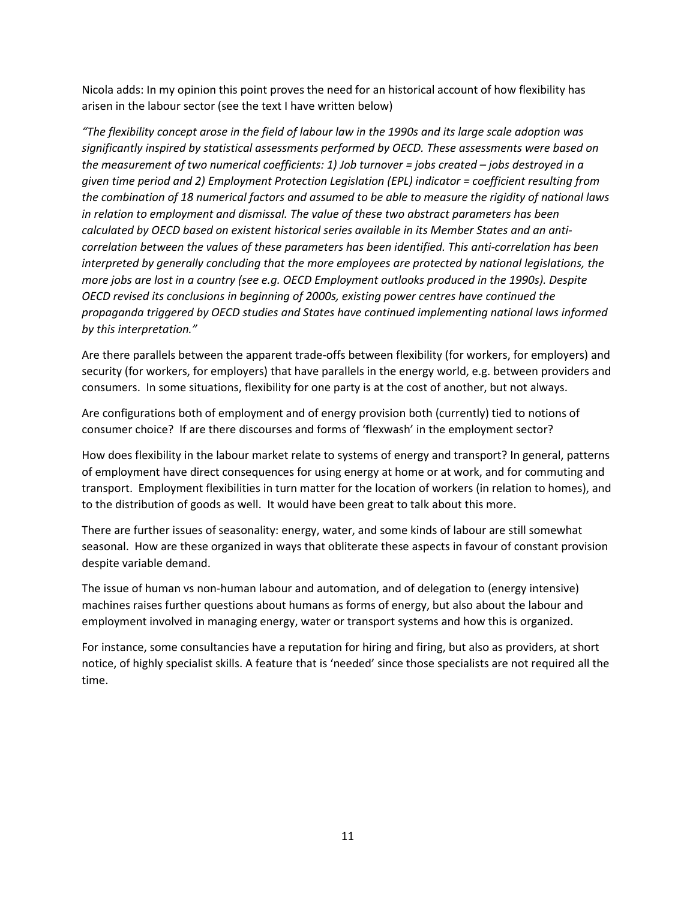Nicola adds: In my opinion this point proves the need for an historical account of how flexibility has arisen in the labour sector (see the text I have written below)

*"The flexibility concept arose in the field of labour law in the 1990s and its large scale adoption was significantly inspired by statistical assessments performed by OECD. These assessments were based on the measurement of two numerical coefficients: 1) Job turnover = jobs created – jobs destroyed in a given time period and 2) Employment Protection Legislation (EPL) indicator = coefficient resulting from the combination of 18 numerical factors and assumed to be able to measure the rigidity of national laws in relation to employment and dismissal. The value of these two abstract parameters has been calculated by OECD based on existent historical series available in its Member States and an anti-correlation between the values of these parameters has been identified. This anti-correlation has been interpreted by generally concluding that the more employees are protected by national legislations, the more jobs are lost in a country (see e.g. OECD Employment outlooks produced in the 1990s). Despite OECD revised its conclusions in beginning of 2000s, existing power centres have continued the propaganda triggered by OECD studies and States have continued implementing national laws informed by this interpretation."*

Are there parallels between the apparent trade-offs between flexibility (for workers, for employers) and security (for workers, for employers) that have parallels in the energy world, e.g. between providers and consumers. In some situations, flexibility for one party is at the cost of another, but not always.

Are configurations both of employment and of energy provision both (currently) tied to notions of consumer choice? If are there discourses and forms of 'flexwash' in the employment sector?

How does flexibility in the labour market relate to systems of energy and transport? In general, patterns of employment have direct consequences for using energy at home or at work, and for commuting and transport. Employment flexibilities in turn matter for the location of workers (in relation to homes), and to the distribution of goods as well. It would have been great to talk about this more.

There are further issues of seasonality: energy, water, and some kinds of labour are still somewhat seasonal. How are these organized in ways that obliterate these aspects in favour of constant provision despite variable demand.

The issue of human vs non-human labour and automation, and of delegation to (energy intensive) machines raises further questions about humans as forms of energy, but also about the labour and employment involved in managing energy, water or transport systems and how this is organized.

For instance, some consultancies have a reputation for hiring and firing, but also as providers, at short notice, of highly specialist skills. A feature that is 'needed' since those specialists are not required all the time.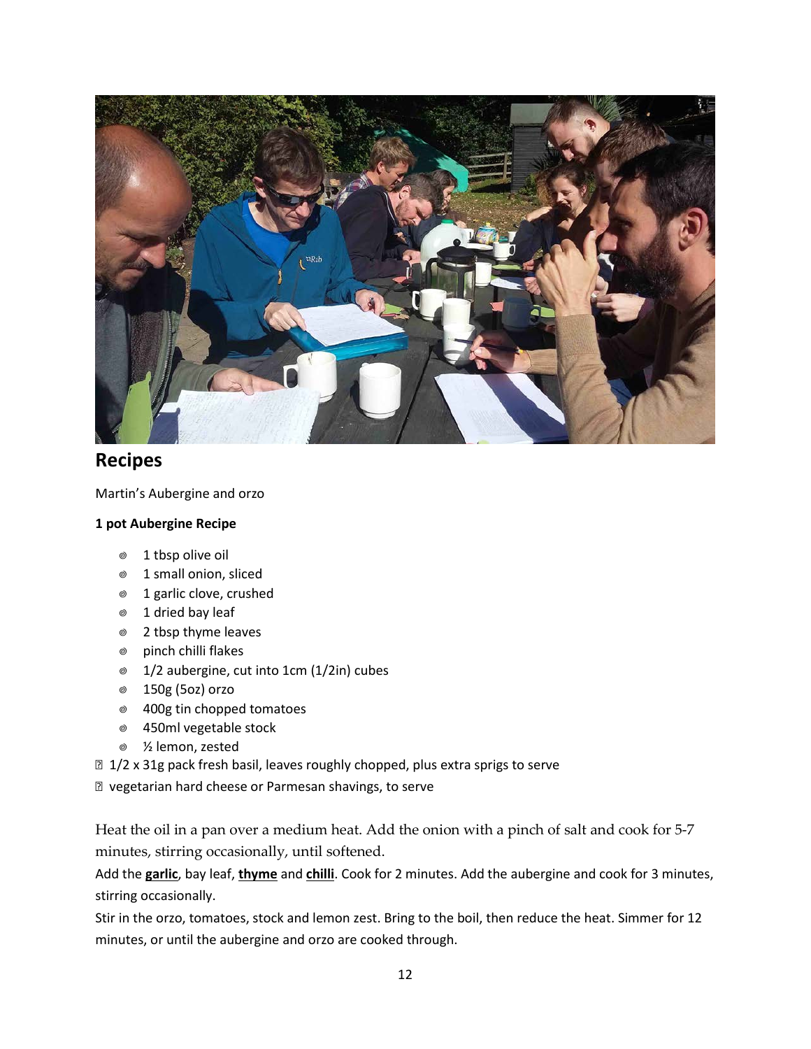## Recipes

Martin's Aubergine and orzo

**1 pot Aubergine Recipe**

- 1 tbsp olive oil
- 1 small onion, sliced
- 1 garlic clove, crushed
- 1 dried bay leaf
- 2 tbsp thyme leaves
- pinch chilli flakes
- 1/2 aubergine, cut into 1cm (1/2in) cubes
- 150g (5oz) orzo
- 400g tin chopped tomatoes
- 450ml vegetable stock
- ½ lemon, zested
- 1/2 x 31g pack fresh basil, leaves roughly chopped, plus extra sprigs to serve
- vegetarian hard cheese or Parmesan shavings, to serve

Heat the oil in a pan over a medium heat. Add the onion with a pinch of salt and cook for 5-7 minutes, stirring occasionally, until softened.

Add the **garlic**, bay leaf, **thyme** and **chilli**. Cook for 2 minutes. Add the aubergine and cook for 3 minutes, stirring occasionally.

Stir in the orzo, tomatoes, stock and lemon zest. Bring to the boil, then reduce the heat. Simmer for 12 minutes, or until the aubergine and orzo are cooked through.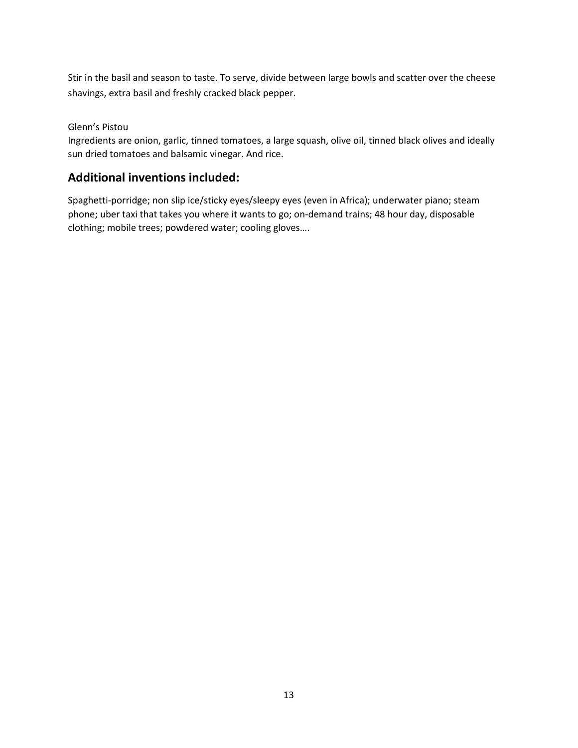Stir in the basil and season to taste. To serve, divide between large bowls and scatter over the cheese shavings, extra basil and freshly cracked black pepper.

Glenn's Pistou

Ingredients are onion, garlic, tinned tomatoes, a large squash, olive oil, tinned black olives and ideally sun dried tomatoes and balsamic vinegar. And rice.

## Additional inventions included:

Spaghetti-porridge; non slip ice/sticky eyes/sleepy eyes (even in Africa); underwater piano; steam phone; uber taxi that takes you where it wants to go; on-demand trains; 48 hour day, disposable clothing; mobile trees; powdered water; cooling gloves….